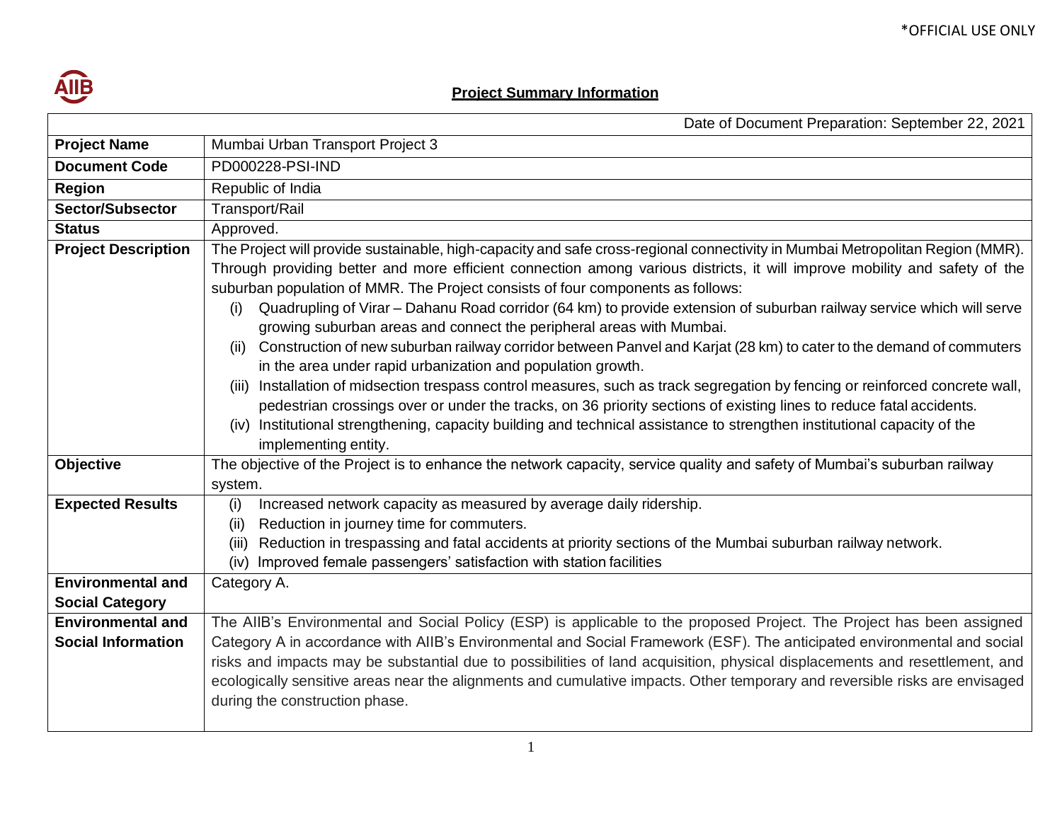*OFFICIAL USE ONLY

# Project Summary Information

| Date of Document Preparation: September 22, 2021 | |
|---|---|
| **Project Name** | Mumbai Urban Transport Project 3 |
| **Document Code** | PD000228-PSI-IND |
| **Region** | Republic of India |
| **Sector/Subsector** | Transport/Rail |
| **Status** | Approved. |
| **Project Description** | The Project will provide sustainable, high-capacity and safe cross-regional connectivity in Mumbai Metropolitan Region (MMR). Through providing better and more efficient connection among various districts, it will improve mobility and safety of the suburban population of MMR. The Project consists of four components as follows:<br>(i) Quadrupling of Virar – Dahanu Road corridor (64 km) to provide extension of suburban railway service which will serve growing suburban areas and connect the peripheral areas with Mumbai.<br>(ii) Construction of new suburban railway corridor between Panvel and Karjat (28 km) to cater to the demand of commuters in the area under rapid urbanization and population growth.<br>(iii) Installation of midsection trespass control measures, such as track segregation by fencing or reinforced concrete wall, pedestrian crossings over or under the tracks, on 36 priority sections of existing lines to reduce fatal accidents.<br>(iv) Institutional strengthening, capacity building and technical assistance to strengthen institutional capacity of the implementing entity. |
| **Objective** | The objective of the Project is to enhance the network capacity, service quality and safety of Mumbai's suburban railway system. |
| **Expected Results** | (i) Increased network capacity as measured by average daily ridership.<br>(ii) Reduction in journey time for commuters.<br>(iii) Reduction in trespassing and fatal accidents at priority sections of the Mumbai suburban railway network.<br>(iv) Improved female passengers' satisfaction with station facilities |
| **Environmental and Social Category** | Category A. |
| **Environmental and Social Information** | The AIIB's Environmental and Social Policy (ESP) is applicable to the proposed Project. The Project has been assigned Category A in accordance with AIIB's Environmental and Social Framework (ESF). The anticipated environmental and social risks and impacts may be substantial due to possibilities of land acquisition, physical displacements and resettlement, and ecologically sensitive areas near the alignments and cumulative impacts. Other temporary and reversible risks are envisaged during the construction phase. |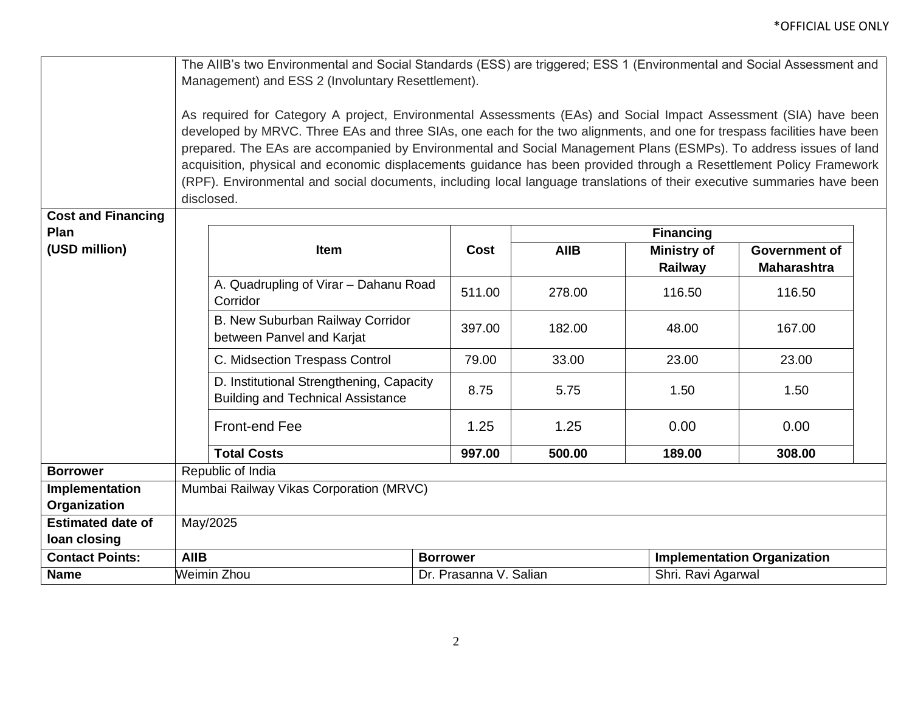*OFFICIAL USE ONLY

| | |
|---|---|
| | The AIIB's two Environmental and Social Standards (ESS) are triggered; ESS 1 (Environmental and Social Assessment and Management) and ESS 2 (Involuntary Resettlement).<br><br>As required for Category A project, Environmental Assessments (EAs) and Social Impact Assessment (SIA) have been developed by MRVC. Three EAs and three SIAs, one each for the two alignments, and one for trespass facilities have been prepared. The EAs are accompanied by Environmental and Social Management Plans (ESMPs). To address issues of land acquisition, physical and economic displacements guidance has been provided through a Resettlement Policy Framework (RPF). Environmental and social documents, including local language translations of their executive summaries have been disclosed. |
| **Cost and Financing Plan (USD million)** | (see table below) |
| **Borrower** | Republic of India |
| **Implementation Organization** | Mumbai Railway Vikas Corporation (MRVC) |
| **Estimated date of loan closing** | May/2025 |

**Cost and Financing Plan (USD million)**

| Item | Cost | Financing | | |
|---|---|---|---|---|
| | | AIIB | Ministry of Railway | Government of Maharashtra |
| A. Quadrupling of Virar – Dahanu Road Corridor | 511.00 | 278.00 | 116.50 | 116.50 |
| B. New Suburban Railway Corridor between Panvel and Karjat | 397.00 | 182.00 | 48.00 | 167.00 |
| C. Midsection Trespass Control | 79.00 | 33.00 | 23.00 | 23.00 |
| D. Institutional Strengthening, Capacity Building and Technical Assistance | 8.75 | 5.75 | 1.50 | 1.50 |
| Front-end Fee | 1.25 | 1.25 | 0.00 | 0.00 |
| **Total Costs** | **997.00** | **500.00** | **189.00** | **308.00** |

| **Contact Points:** | **AIIB** | **Borrower** | **Implementation Organization** |
|---|---|---|---|
| **Name** | Weimin Zhou | Dr. Prasanna V. Salian | Shri. Ravi Agarwal |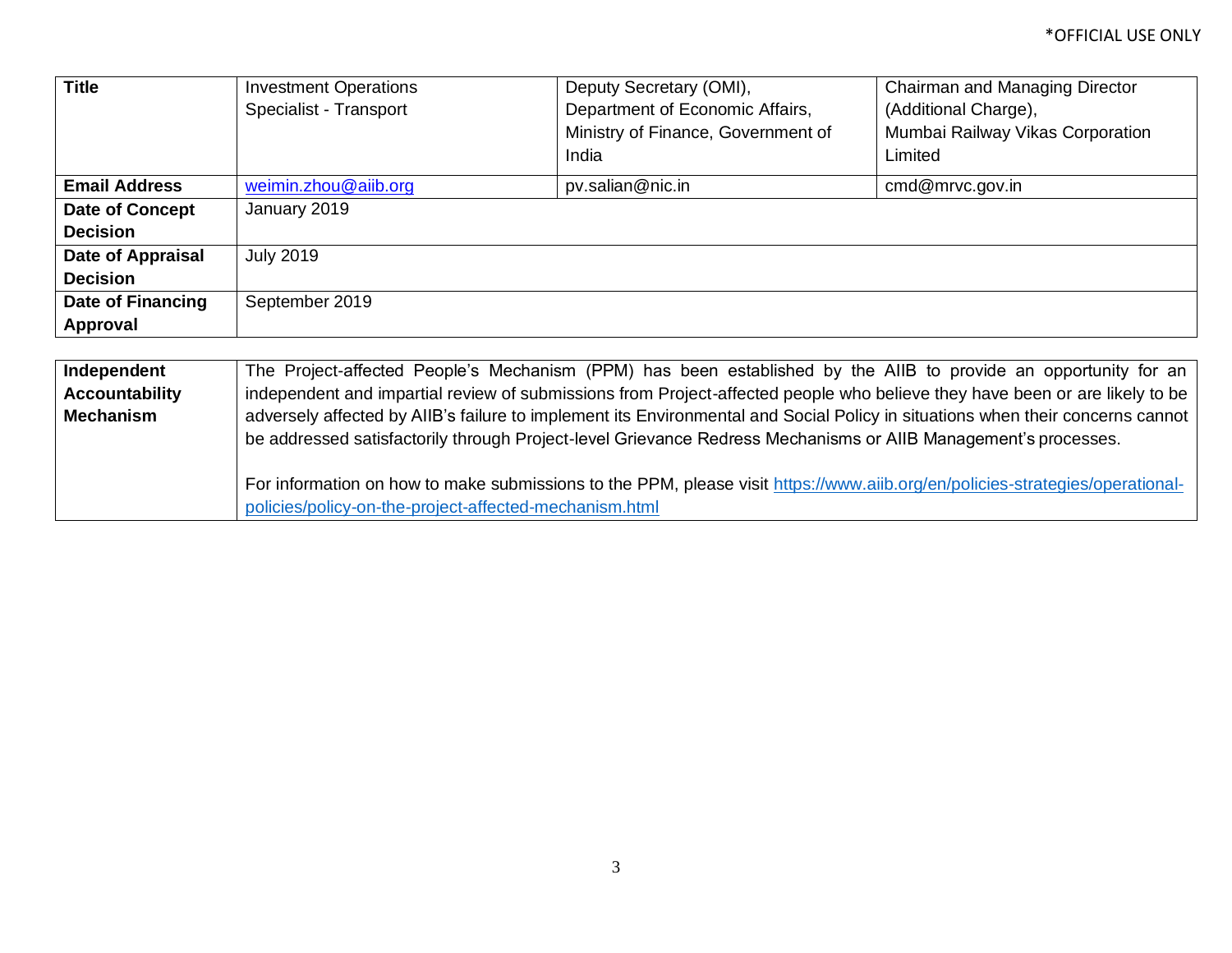*OFFICIAL USE ONLY

| | | | |
|---|---|---|---|
| **Title** | Investment Operations Specialist - Transport | Deputy Secretary (OMI), Department of Economic Affairs, Ministry of Finance, Government of India | Chairman and Managing Director (Additional Charge), Mumbai Railway Vikas Corporation Limited |
| **Email Address** | weimin.zhou@aiib.org | pv.salian@nic.in | cmd@mrvc.gov.in |
| **Date of Concept Decision** | January 2019 | | |
| **Date of Appraisal Decision** | July 2019 | | |
| **Date of Financing Approval** | September 2019 | | |

| | |
|---|---|
| **Independent Accountability Mechanism** | The Project-affected People's Mechanism (PPM) has been established by the AIIB to provide an opportunity for an independent and impartial review of submissions from Project-affected people who believe they have been or are likely to be adversely affected by AIIB's failure to implement its Environmental and Social Policy in situations when their concerns cannot be addressed satisfactorily through Project-level Grievance Redress Mechanisms or AIIB Management's processes.<br><br>For information on how to make submissions to the PPM, please visit https://www.aiib.org/en/policies-strategies/operational-policies/policy-on-the-project-affected-mechanism.html |